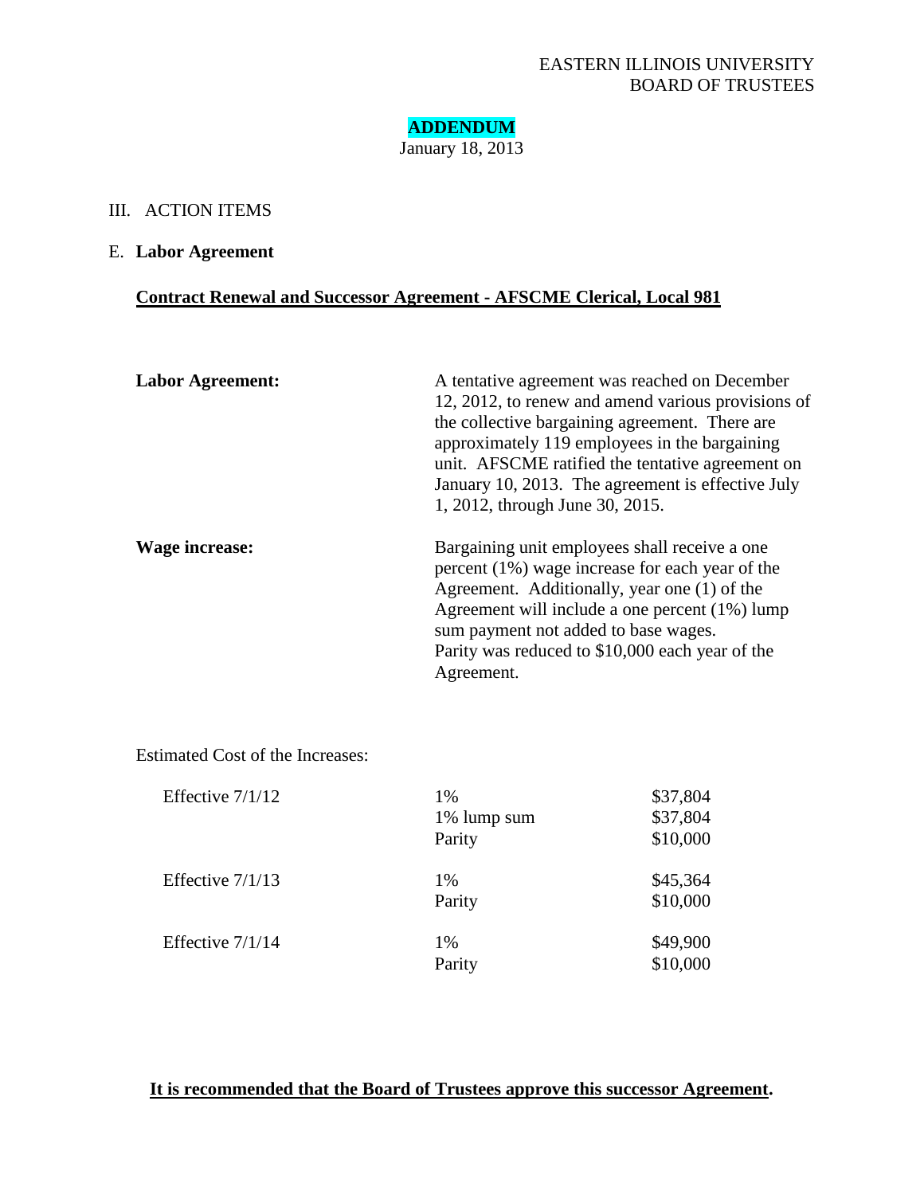EASTERN ILLINOIS UNIVERSITY
BOARD OF TRUSTEES

**ADDENDUM**
January 18, 2013

III. ACTION ITEMS

E. **Labor Agreement**

**Contract Renewal and Successor Agreement - AFSCME Clerical, Local 981**

**Labor Agreement:** A tentative agreement was reached on December 12, 2012, to renew and amend various provisions of the collective bargaining agreement. There are approximately 119 employees in the bargaining unit. AFSCME ratified the tentative agreement on January 10, 2013. The agreement is effective July 1, 2012, through June 30, 2015.

**Wage increase:** Bargaining unit employees shall receive a one percent (1%) wage increase for each year of the Agreement. Additionally, year one (1) of the Agreement will include a one percent (1%) lump sum payment not added to base wages.
Parity was reduced to $10,000 each year of the Agreement.

Estimated Cost of the Increases:

| | | |
|---|---|---|
| Effective 7/1/12 | 1% | $37,804 |
| | 1% lump sum | $37,804 |
| | Parity | $10,000 |
| Effective 7/1/13 | 1% | $45,364 |
| | Parity | $10,000 |
| Effective 7/1/14 | 1% | $49,900 |
| | Parity | $10,000 |

**It is recommended that the Board of Trustees approve this successor Agreement.**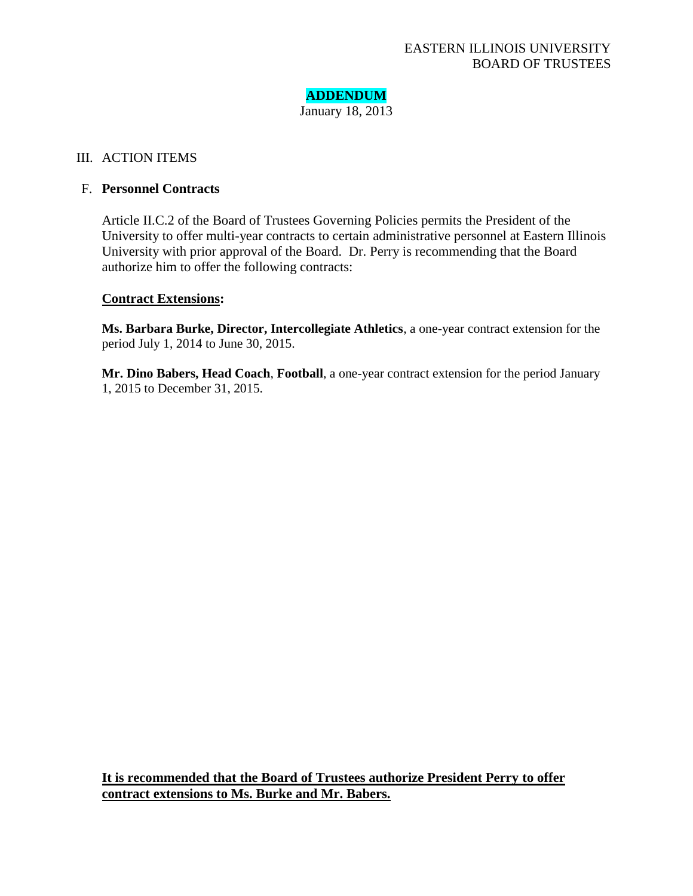EASTERN ILLINOIS UNIVERSITY
BOARD OF TRUSTEES

**ADDENDUM**
January 18, 2013

III. ACTION ITEMS

F. **Personnel Contracts**

Article II.C.2 of the Board of Trustees Governing Policies permits the President of the University to offer multi-year contracts to certain administrative personnel at Eastern Illinois University with prior approval of the Board. Dr. Perry is recommending that the Board authorize him to offer the following contracts:

**Contract Extensions:**

**Ms. Barbara Burke, Director, Intercollegiate Athletics**, a one-year contract extension for the period July 1, 2014 to June 30, 2015.

**Mr. Dino Babers, Head Coach**, **Football**, a one-year contract extension for the period January 1, 2015 to December 31, 2015.

**It is recommended that the Board of Trustees authorize President Perry to offer contract extensions to Ms. Burke and Mr. Babers.**